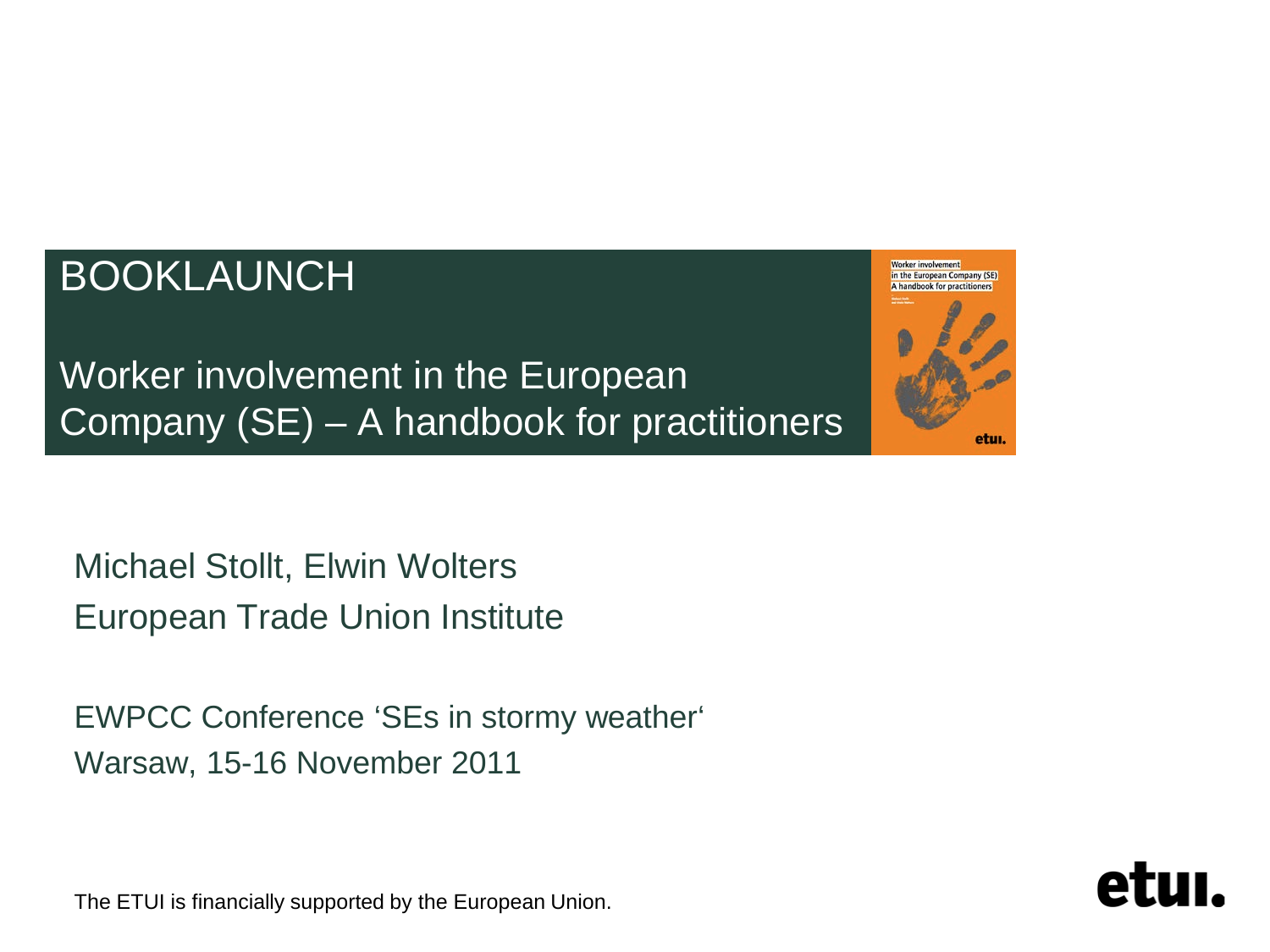# BOOKLAUNCH

## Worker involvement in the European Company (SE) – A handbook for practitioners

Michael Stollt, Elwin Wolters

European Trade Union Institute

EWPCC Conference 'SEs in stormy weather'

Warsaw, 15-16 November 2011

The ETUI is financially supported by the European Union.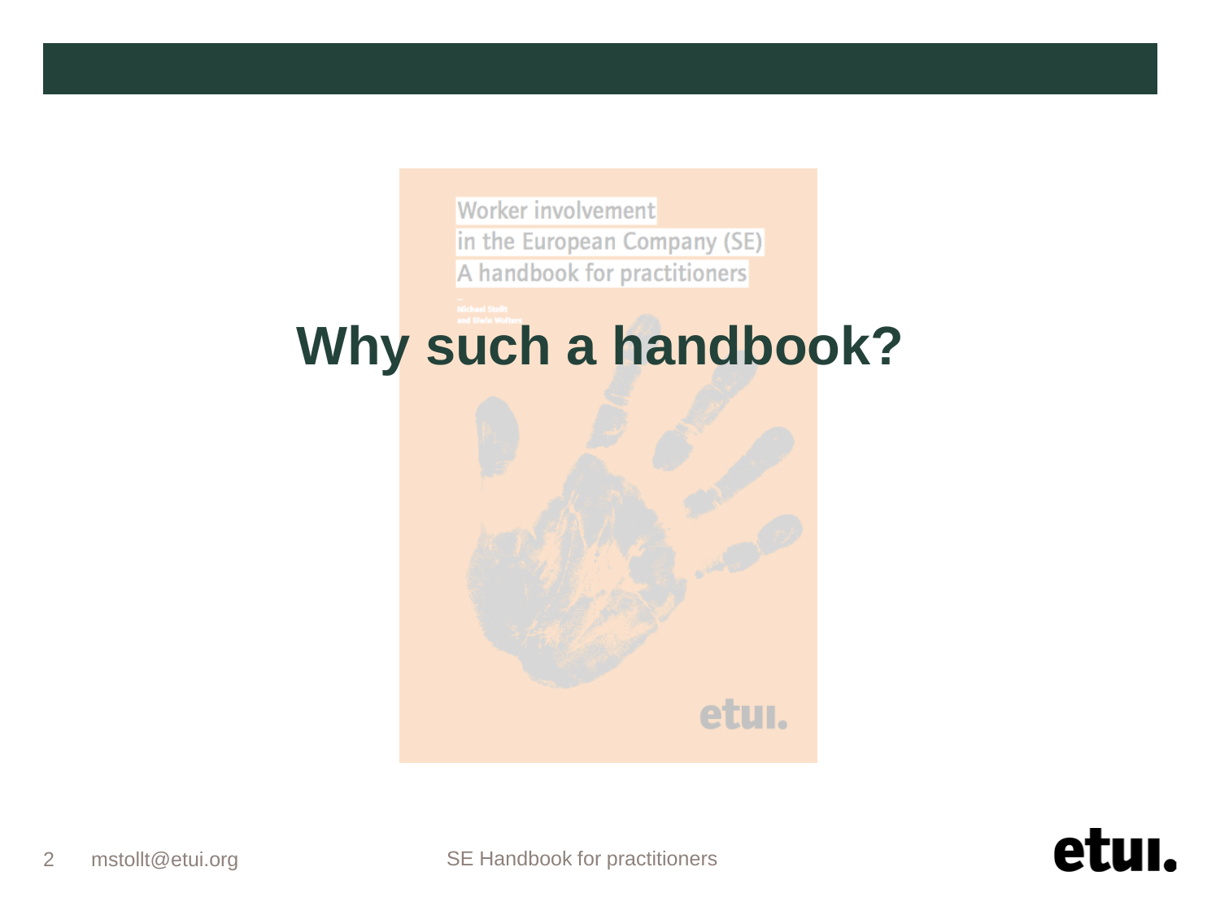# Why such a handbook?

Worker involvement
in the European Company (SE)
A handbook for practitioners

Michael Stollt
and Elwin Wolters

etui.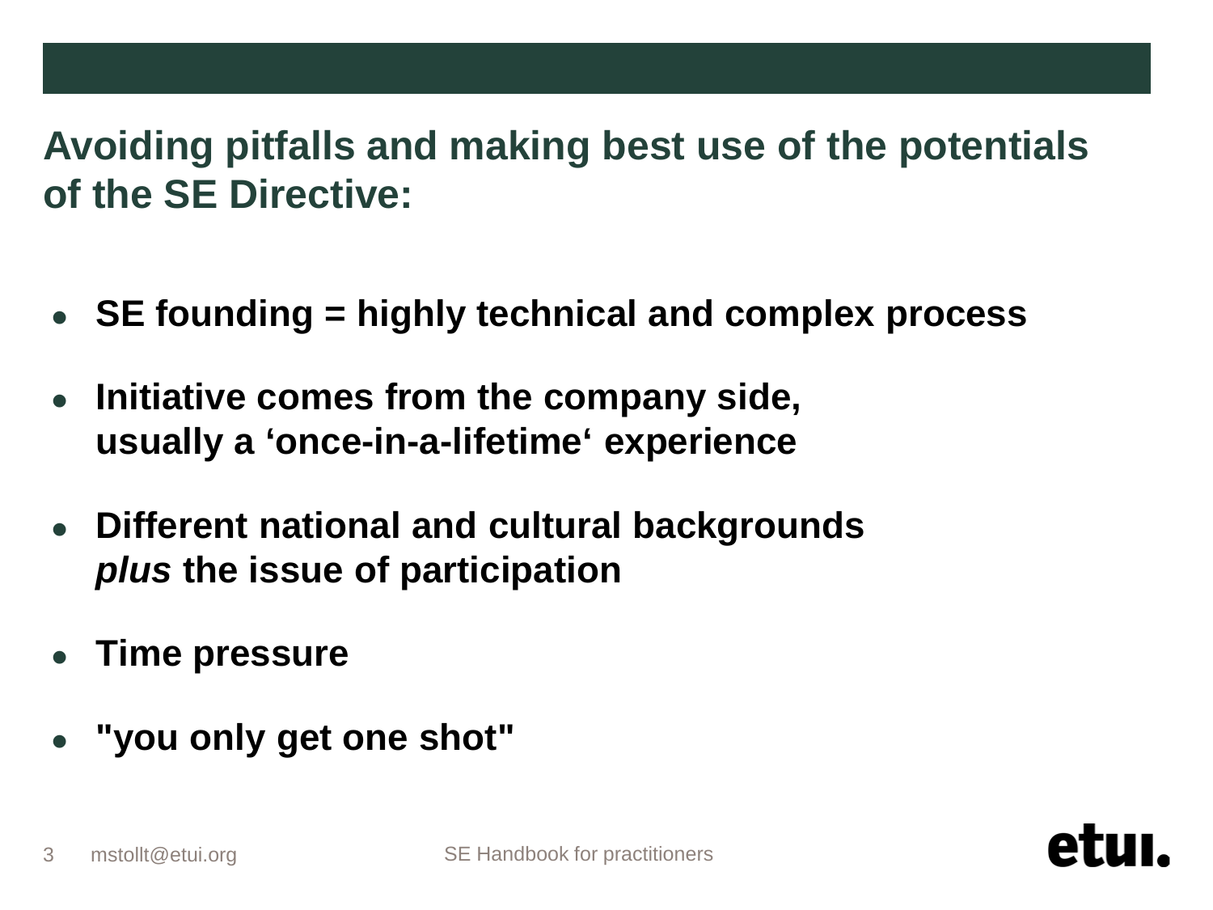## Avoiding pitfalls and making best use of the potentials of the SE Directive:

- **SE founding = highly technical and complex process**
- **Initiative comes from the company side, usually a ‘once-in-a-lifetime‘ experience**
- **Different national and cultural backgrounds *plus* the issue of participation**
- **Time pressure**
- **"you only get one shot"**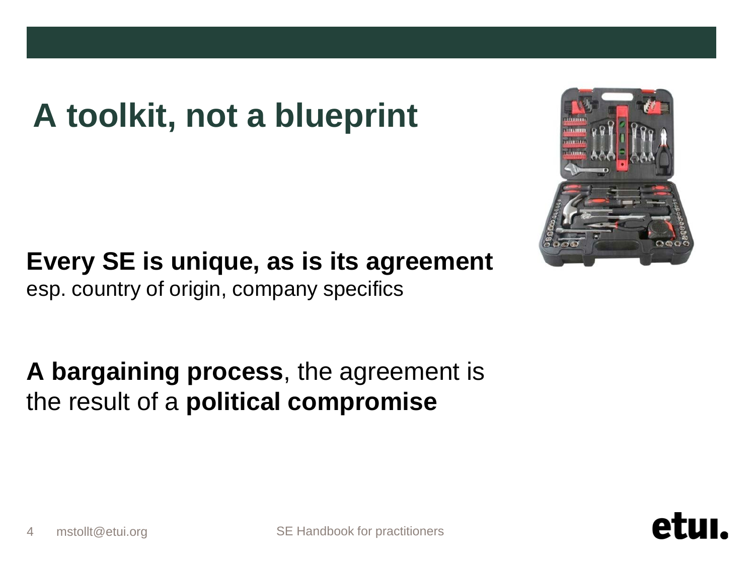# A toolkit, not a blueprint

**Every SE is unique, as is its agreement**
esp. country of origin, company specifics

**A bargaining process**, the agreement is the result of a **political compromise**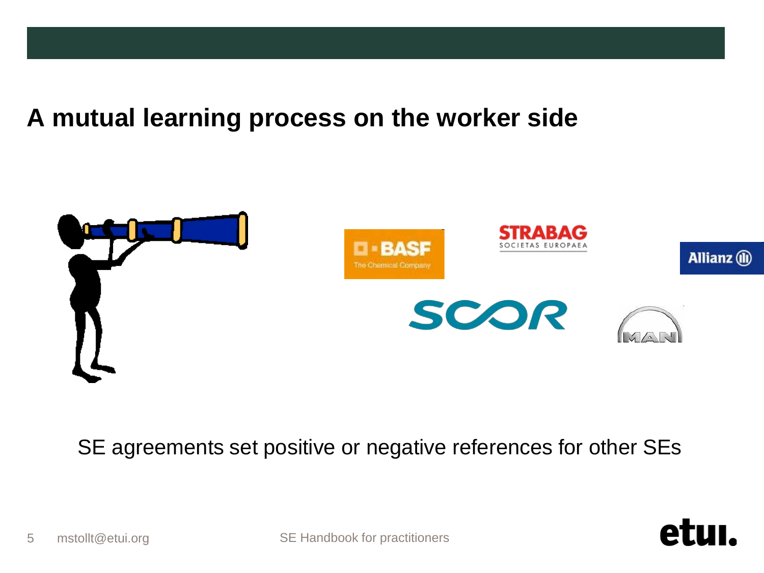## A mutual learning process on the worker side

SE agreements set positive or negative references for other SEs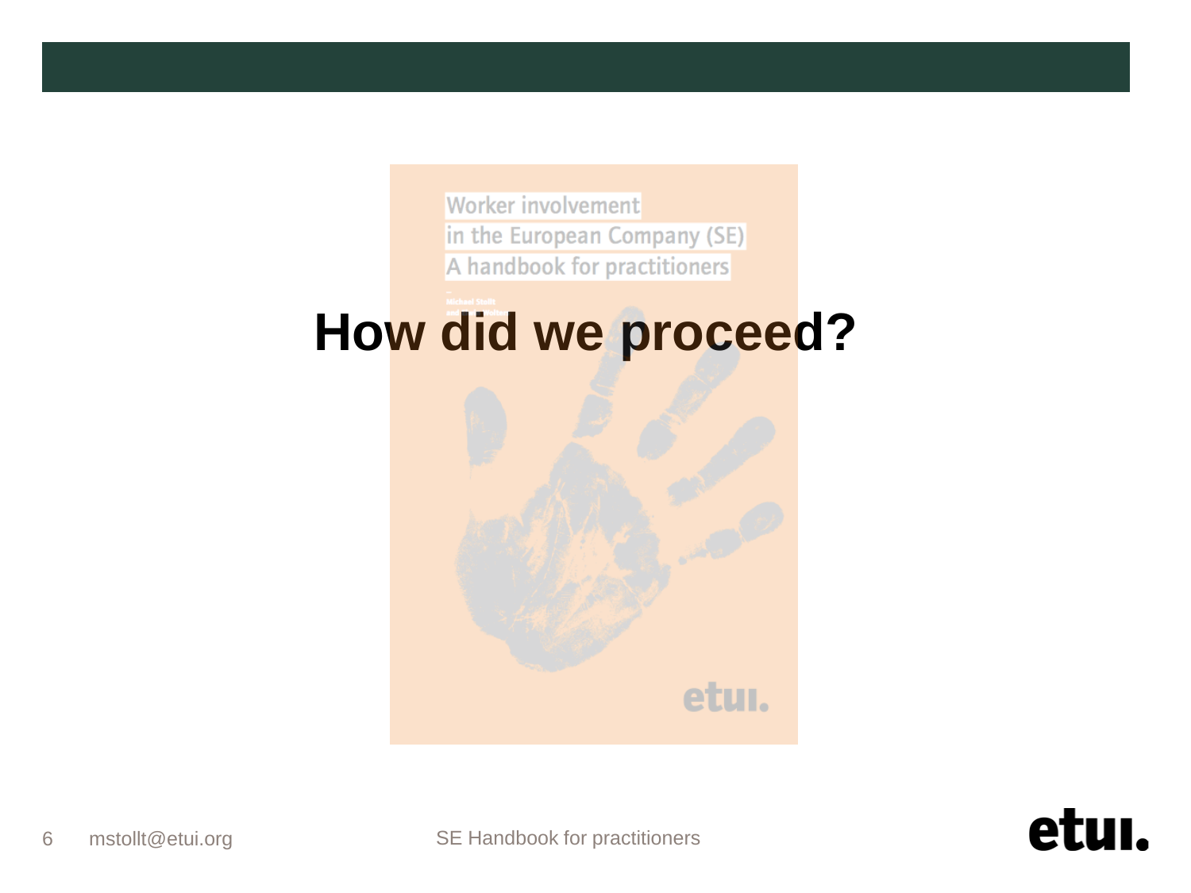Worker involvement
in the European Company (SE)
A handbook for practitioners

# How did we proceed?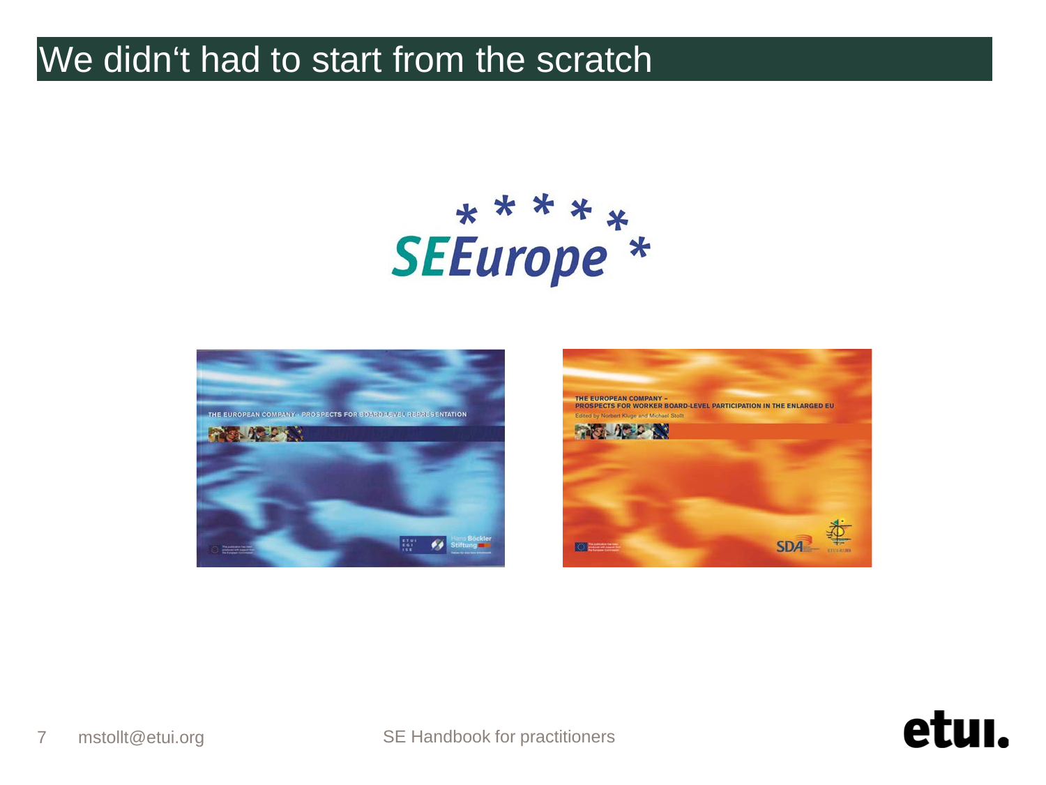# We didn‘t had to start from the scratch

SEEurope

THE EUROPEAN COMPANY · PROSPECTS FOR BOARD-LEVEL REPRESENTATION

THE EUROPEAN COMPANY – PROSPECTS FOR WORKER BOARD-LEVEL PARTICIPATION IN THE ENLARGED EU

Edited by Norbert Kluge and Michael Stollt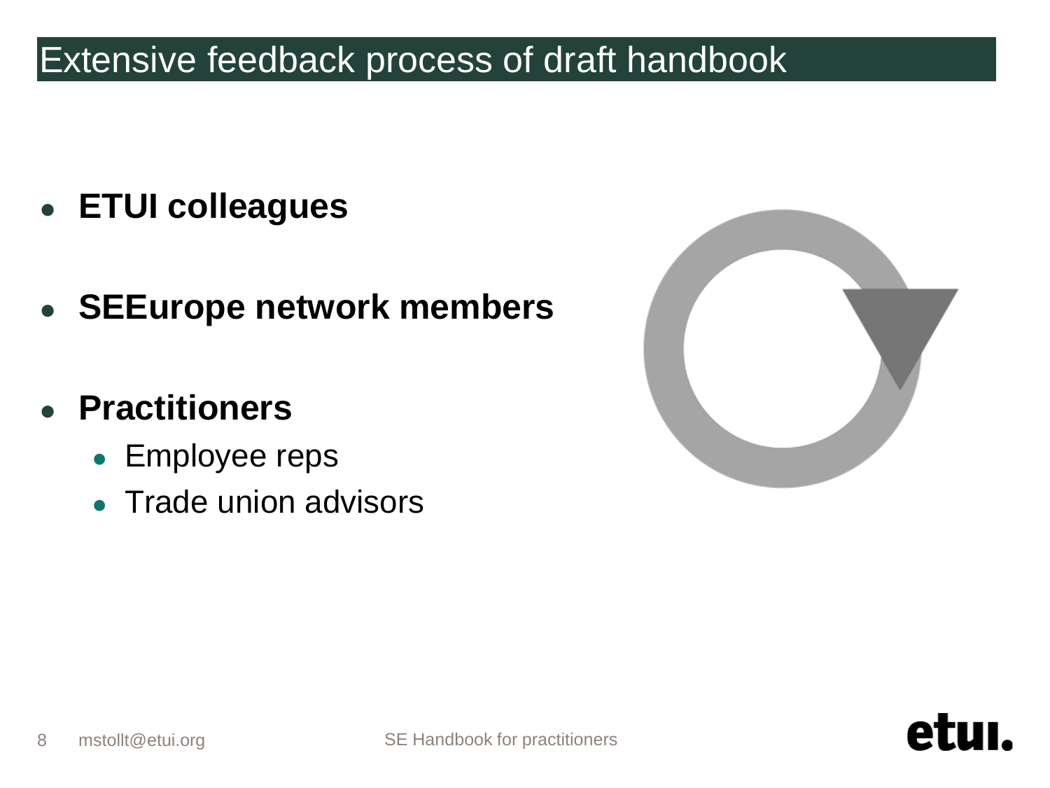# Extensive feedback process of draft handbook

- **ETUI colleagues**
- **SEEurope network members**
- **Practitioners**
  - Employee reps
  - Trade union advisors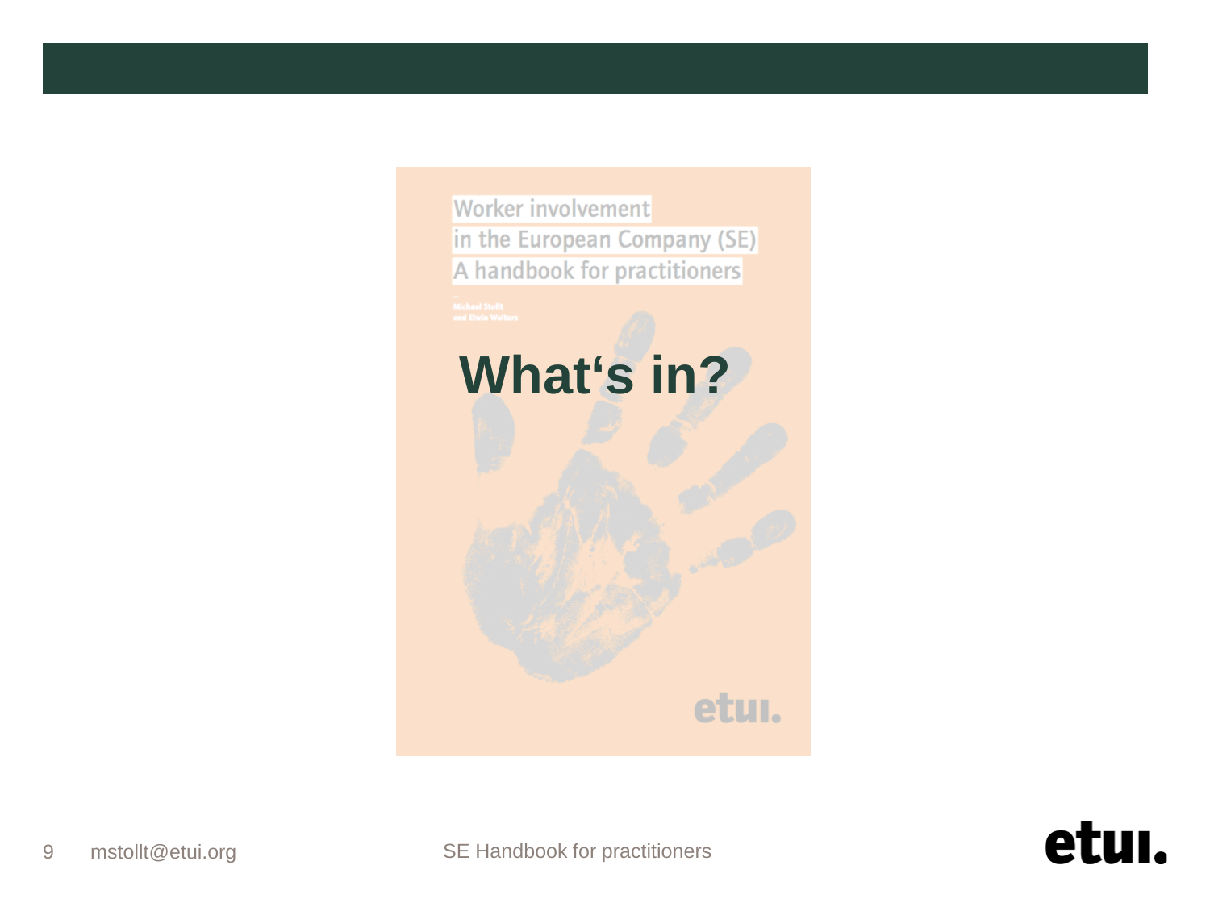Worker involvement in the European Company (SE)
A handbook for practitioners

Michael Stollt and Elwin Wolters

# What‘s in?

etui.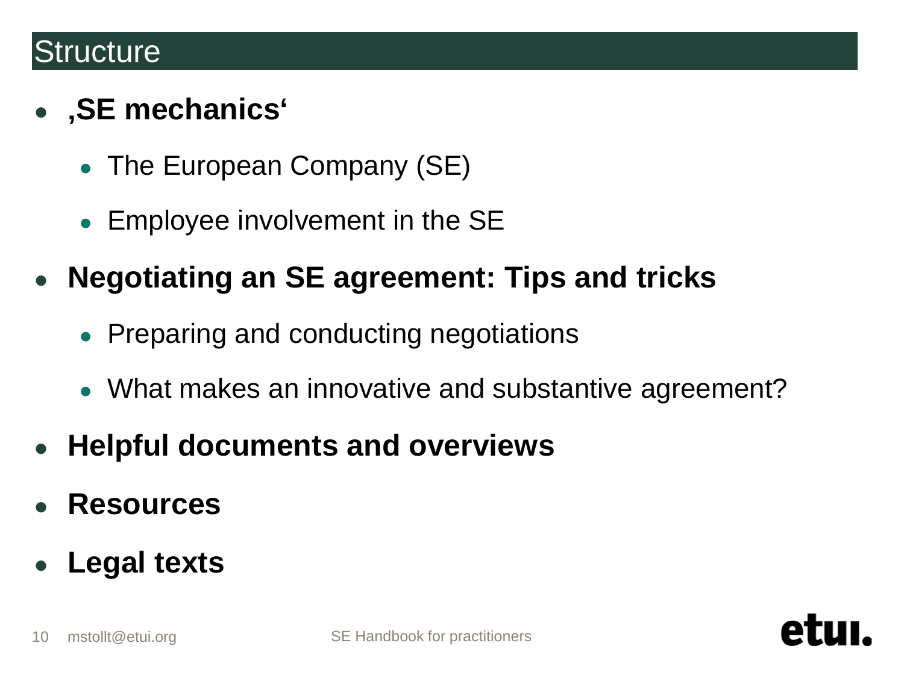## Structure

- **‚SE mechanics'**
  - The European Company (SE)
  - Employee involvement in the SE
- **Negotiating an SE agreement: Tips and tricks**
  - Preparing and conducting negotiations
  - What makes an innovative and substantive agreement?
- **Helpful documents and overviews**
- **Resources**
- **Legal texts**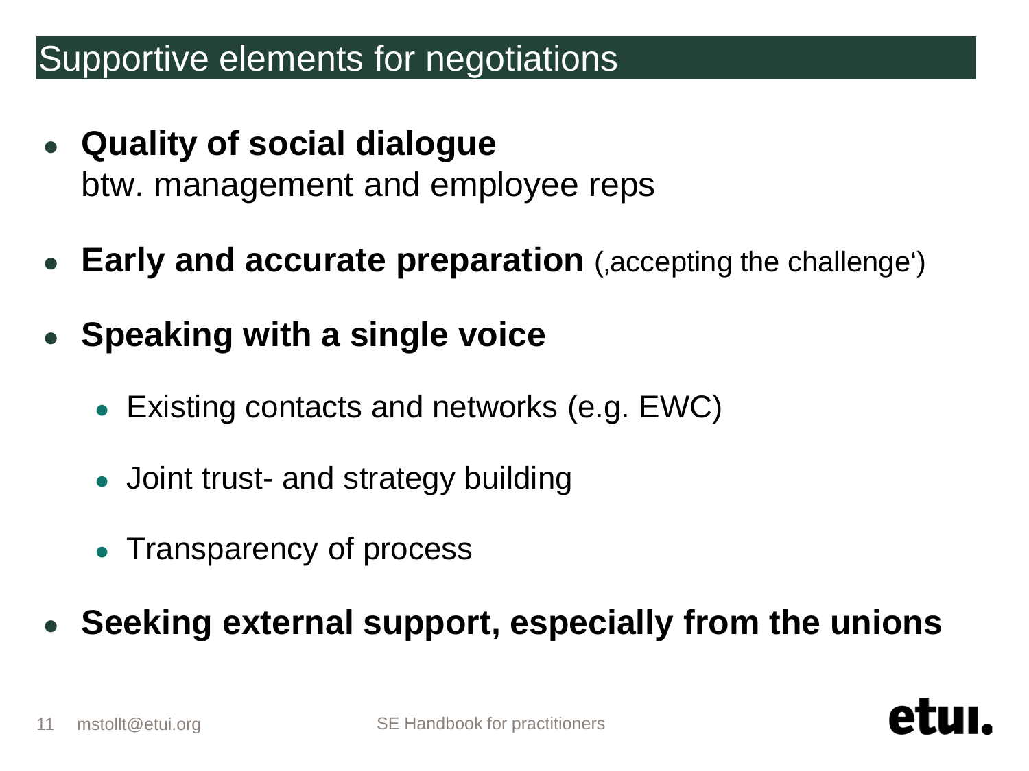## Supportive elements for negotiations

- **Quality of social dialogue**
  btw. management and employee reps
- **Early and accurate preparation** (‚accepting the challenge‘)
- **Speaking with a single voice**
  - Existing contacts and networks (e.g. EWC)
  - Joint trust- and strategy building
  - Transparency of process
- **Seeking external support, especially from the unions**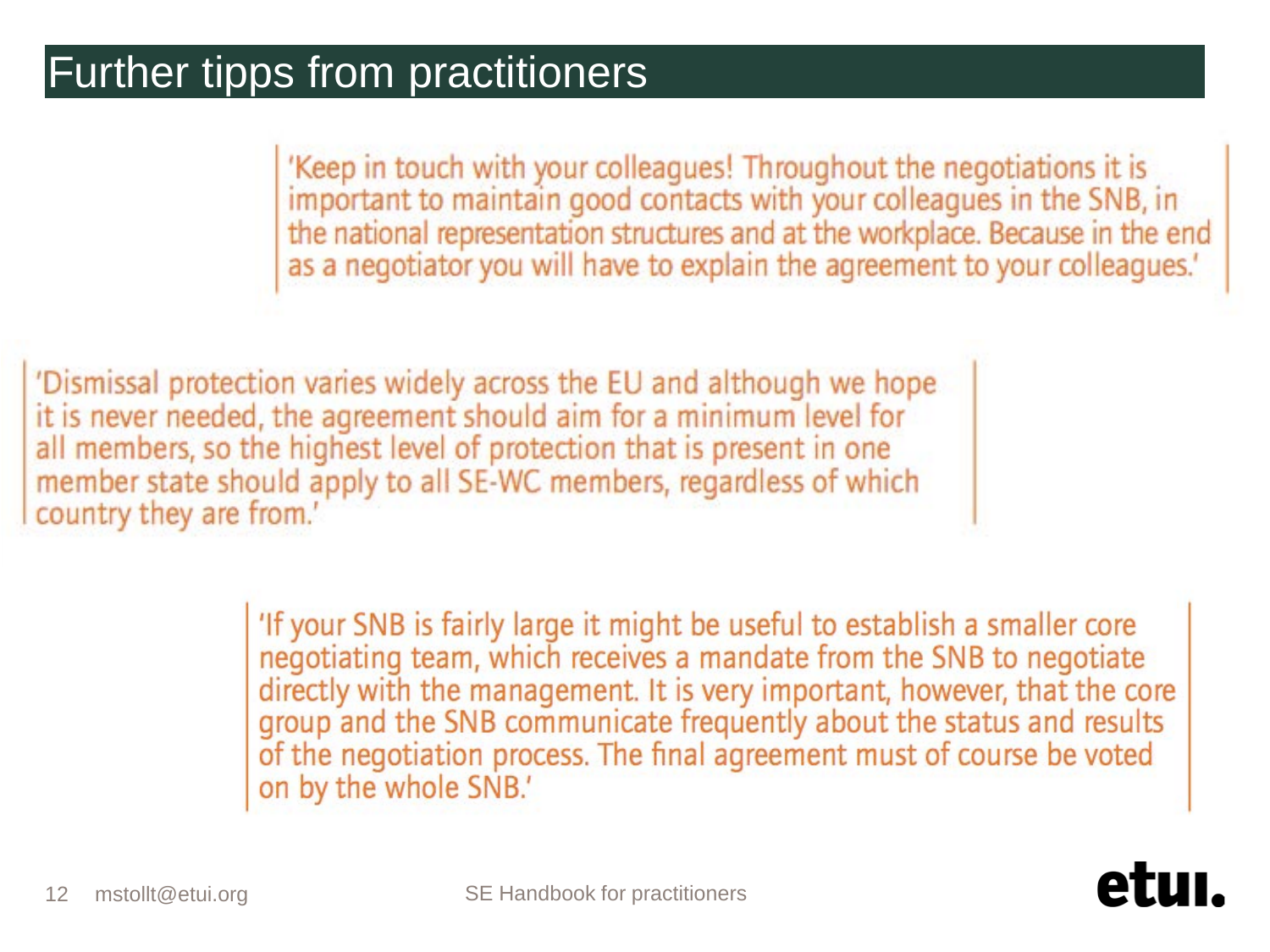# Further tipps from practitioners

> 'Keep in touch with your colleagues! Throughout the negotiations it is important to maintain good contacts with your colleagues in the SNB, in the national representation structures and at the workplace. Because in the end as a negotiator you will have to explain the agreement to your colleagues.'

> 'Dismissal protection varies widely across the EU and although we hope it is never needed, the agreement should aim for a minimum level for all members, so the highest level of protection that is present in one member state should apply to all SE-WC members, regardless of which country they are from.'

> 'If your SNB is fairly large it might be useful to establish a smaller core negotiating team, which receives a mandate from the SNB to negotiate directly with the management. It is very important, however, that the core group and the SNB communicate frequently about the status and results of the negotiation process. The final agreement must of course be voted on by the whole SNB.'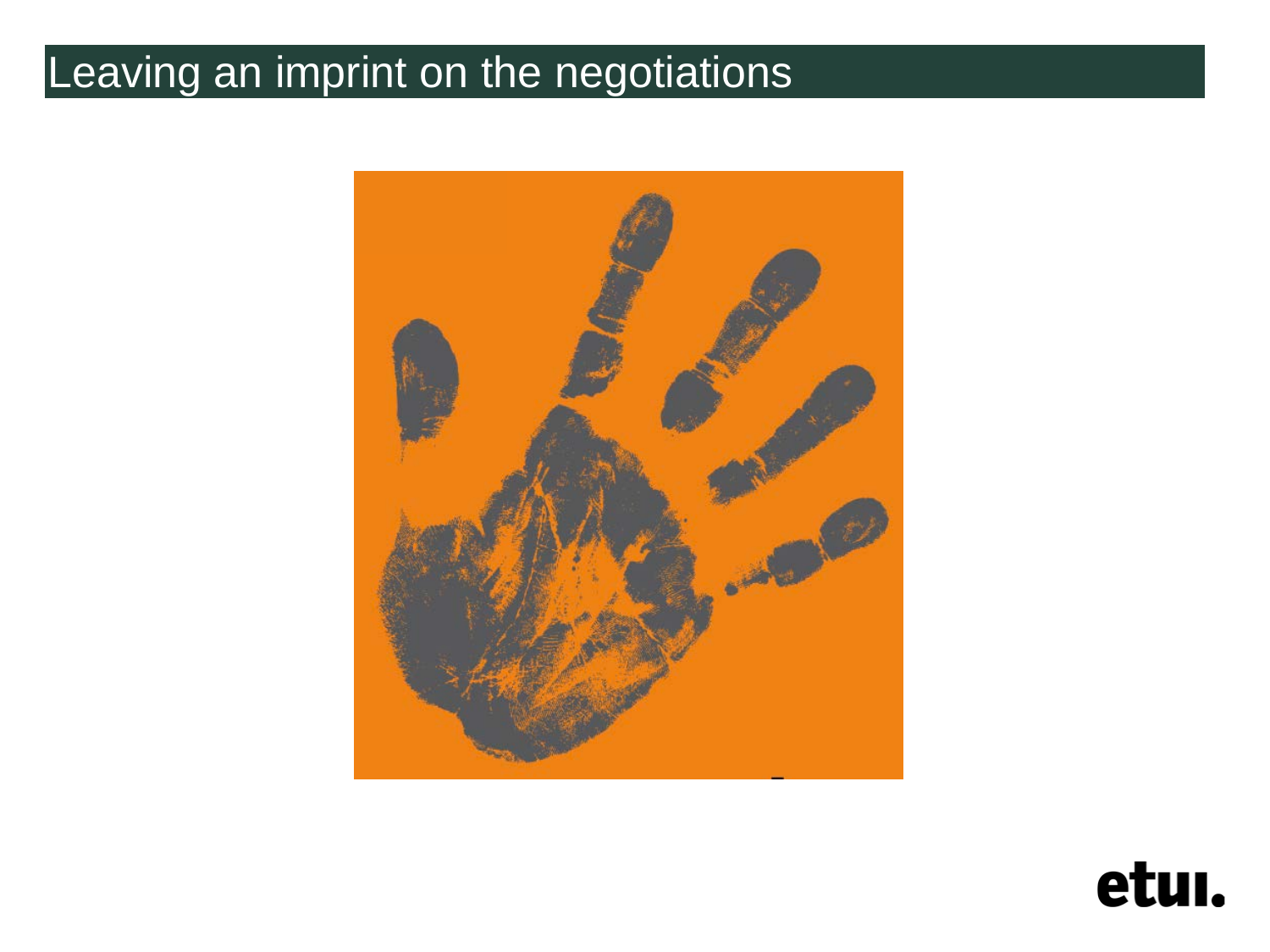# Leaving an imprint on the negotiations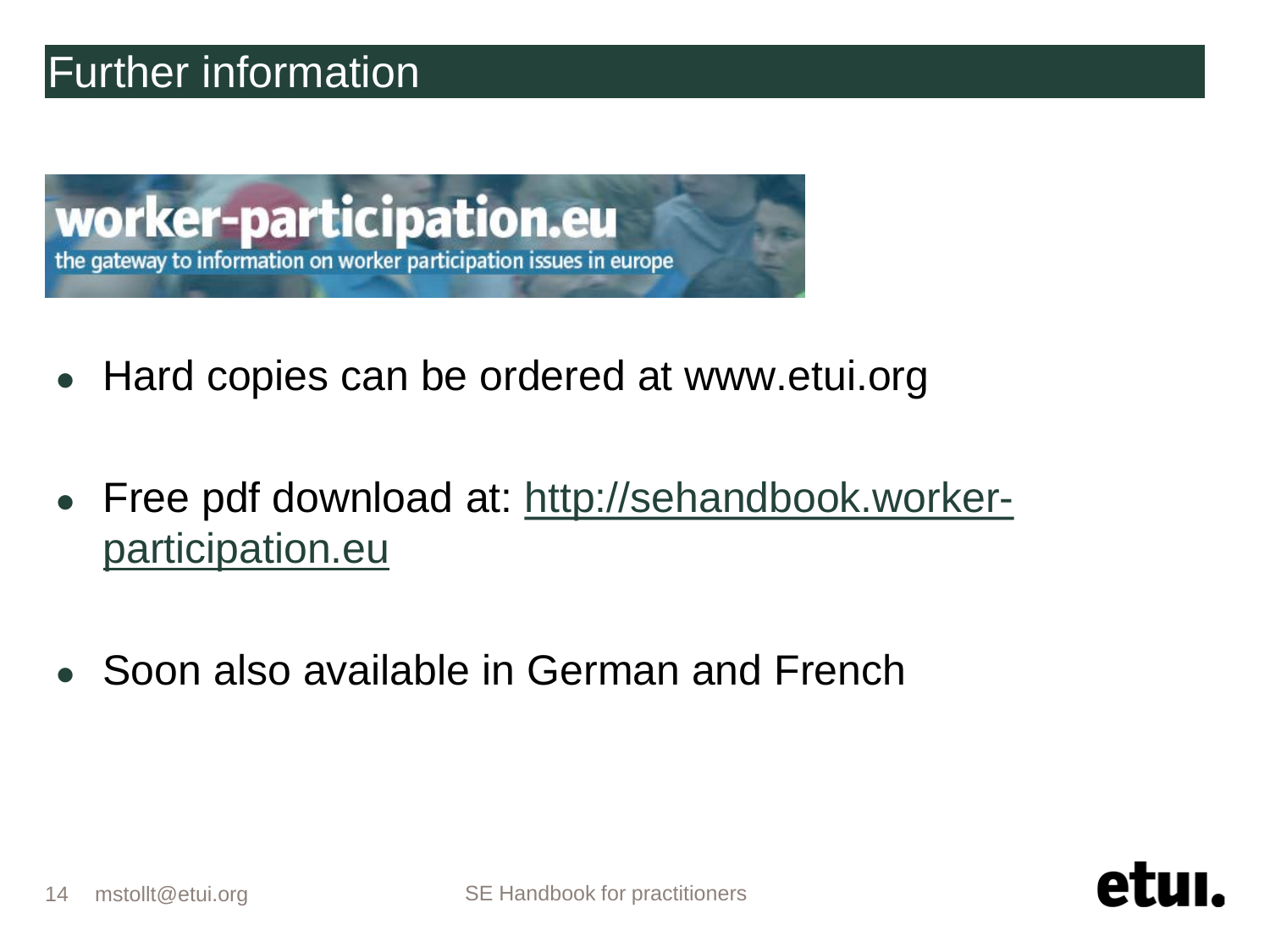# Further information

worker-participation.eu

the gateway to information on worker participation issues in europe

- Hard copies can be ordered at www.etui.org
- Free pdf download at: http://sehandbook.worker-participation.eu
- Soon also available in German and French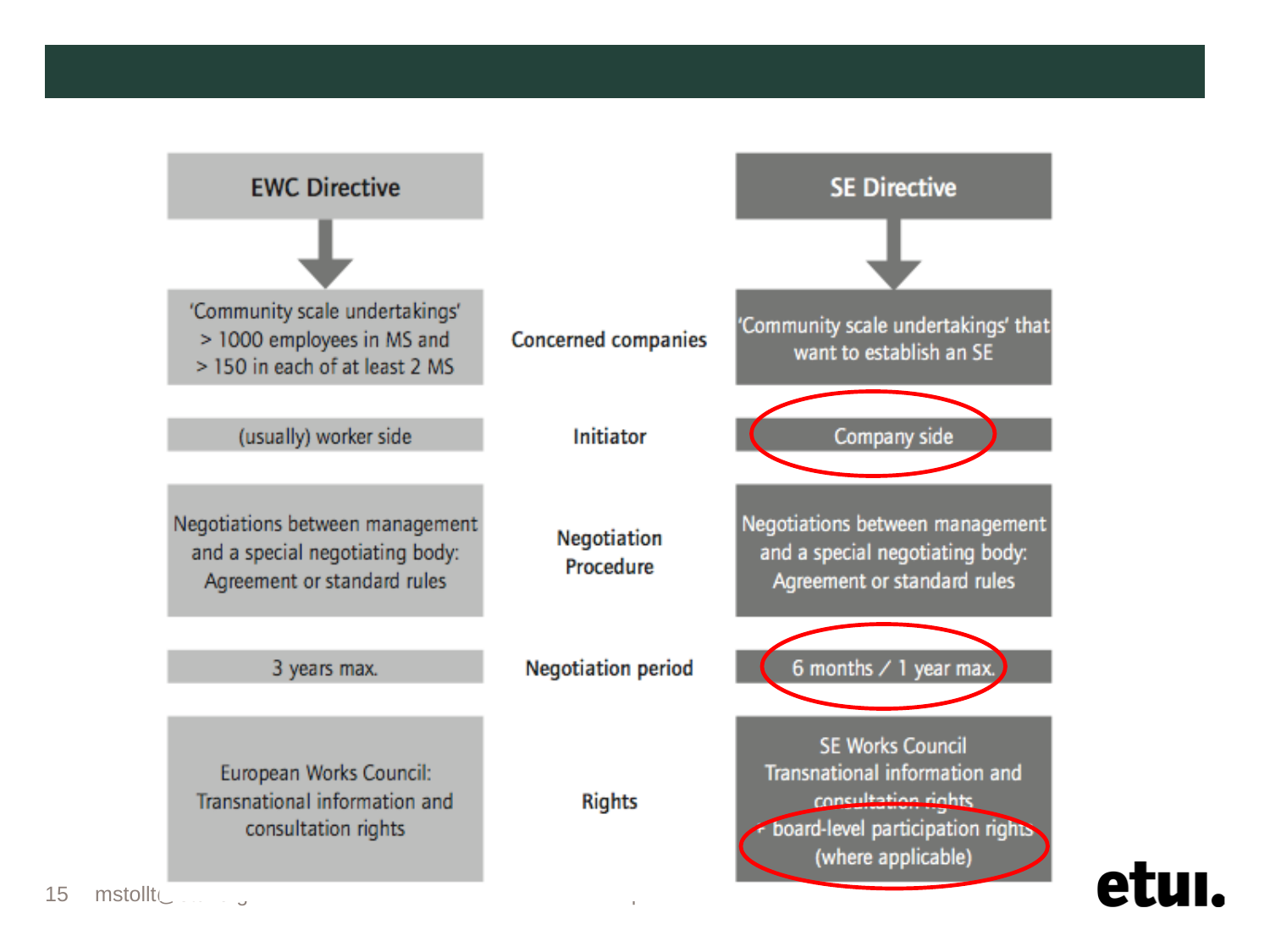| EWC Directive | | SE Directive |
| --- | --- | --- |
| 'Community scale undertakings' > 1000 employees in MS and > 150 in each of at least 2 MS | Concerned companies | 'Community scale undertakings' that want to establish an SE |
| (usually) worker side | Initiator | Company side |
| Negotiations between management and a special negotiating body: Agreement or standard rules | Negotiation Procedure | Negotiations between management and a special negotiating body: Agreement or standard rules |
| 3 years max. | Negotiation period | 6 months / 1 year max. |
| European Works Council: Transnational information and consultation rights | Rights | SE Works Council Transnational information and consultation rights + board-level participation rights (where applicable) |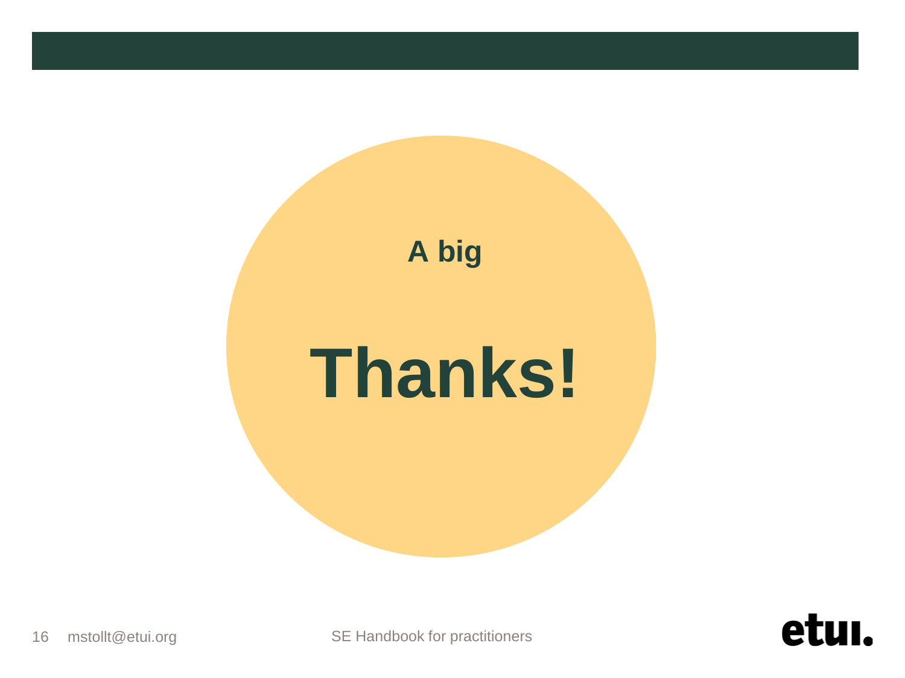A big

# Thanks!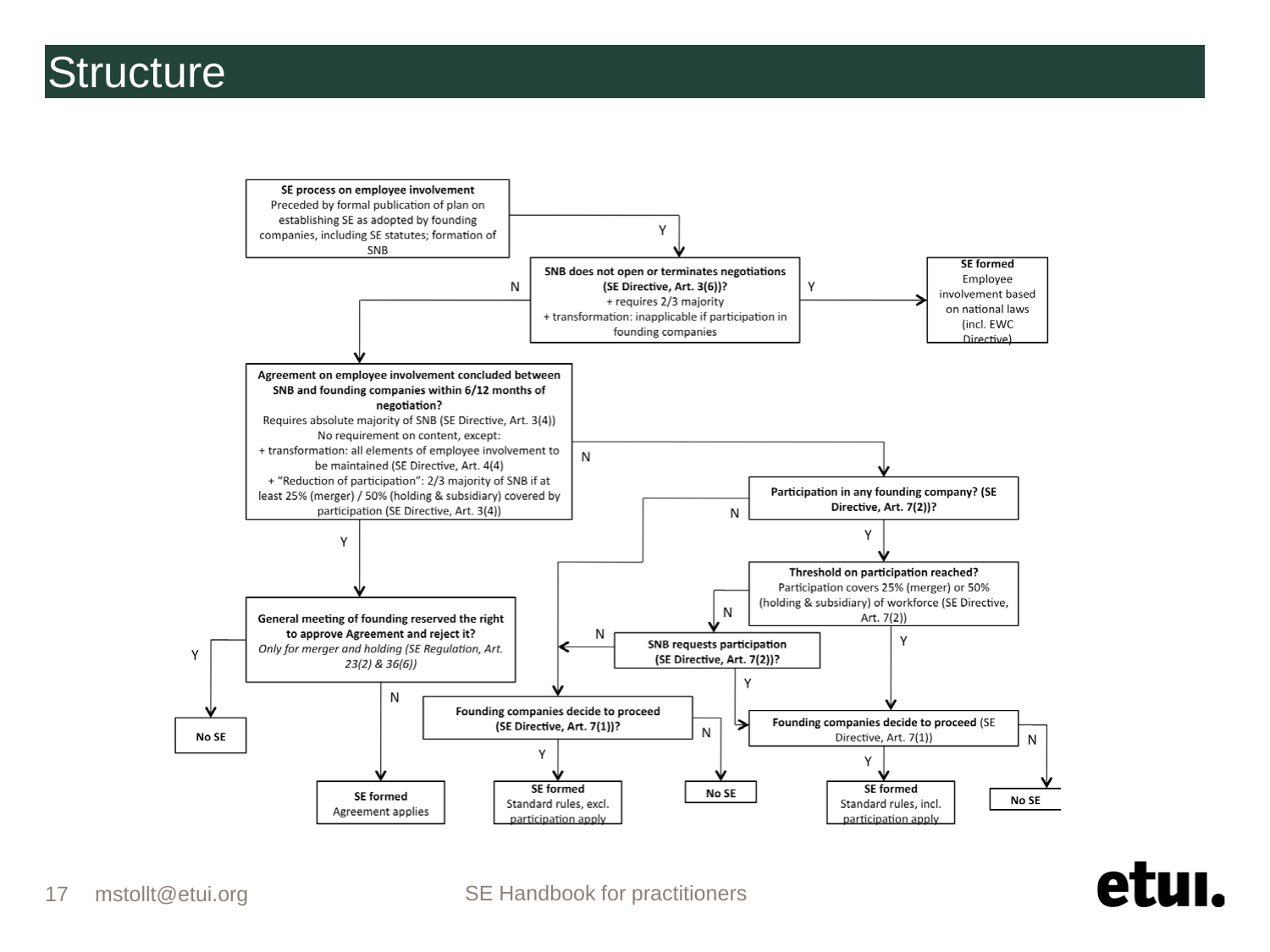# Structure

**SE process on employee involvement**
Preceded by formal publication of plan on establishing SE as adopted by founding companies, including SE statutes; formation of SNB

Y

**SNB does not open or terminates negotiations (SE Directive, Art. 3(6))?**
+ requires 2/3 majority
+ transformation: inapplicable if participation in founding companies

N

Y

**SE formed**
Employee involvement based on national laws (incl. EWC Directive)

**Agreement on employee involvement concluded between SNB and founding companies within 6/12 months of negotiation?**
Requires absolute majority of SNB (SE Directive, Art. 3(4))
No requirement on content, except:
+ transformation: all elements of employee involvement to be maintained (SE Directive, Art. 4(4)
+ "Reduction of participation": 2/3 majority of SNB if at least 25% (merger) / 50% (holding & subsidiary) covered by participation (SE Directive, Art. 3(4))

N

Y

**Participation in any founding company? (SE Directive, Art. 7(2))?**

N

Y

**Threshold on participation reached?**
Participation covers 25% (merger) or 50% (holding & subsidiary) of workforce (SE Directive, Art. 7(2))

N

Y

**General meeting of founding reserved the right to approve Agreement and reject it?**
*Only for merger and holding (SE Regulation, Art. 23(2) & 36(6))*

Y

N

**SNB requests participation (SE Directive, Art. 7(2))?**

N

Y

**No SE**

**Founding companies decide to proceed (SE Directive, Art. 7(1))?**

Y

N

**Founding companies decide to proceed** (SE Directive, Art. 7(1))

Y

N

**SE formed**
Agreement applies

**SE formed**
Standard rules, excl. participation apply

**No SE**

**SE formed**
Standard rules, incl. participation apply

**No SE**

mstollt@etui.org

SE Handbook for practitioners